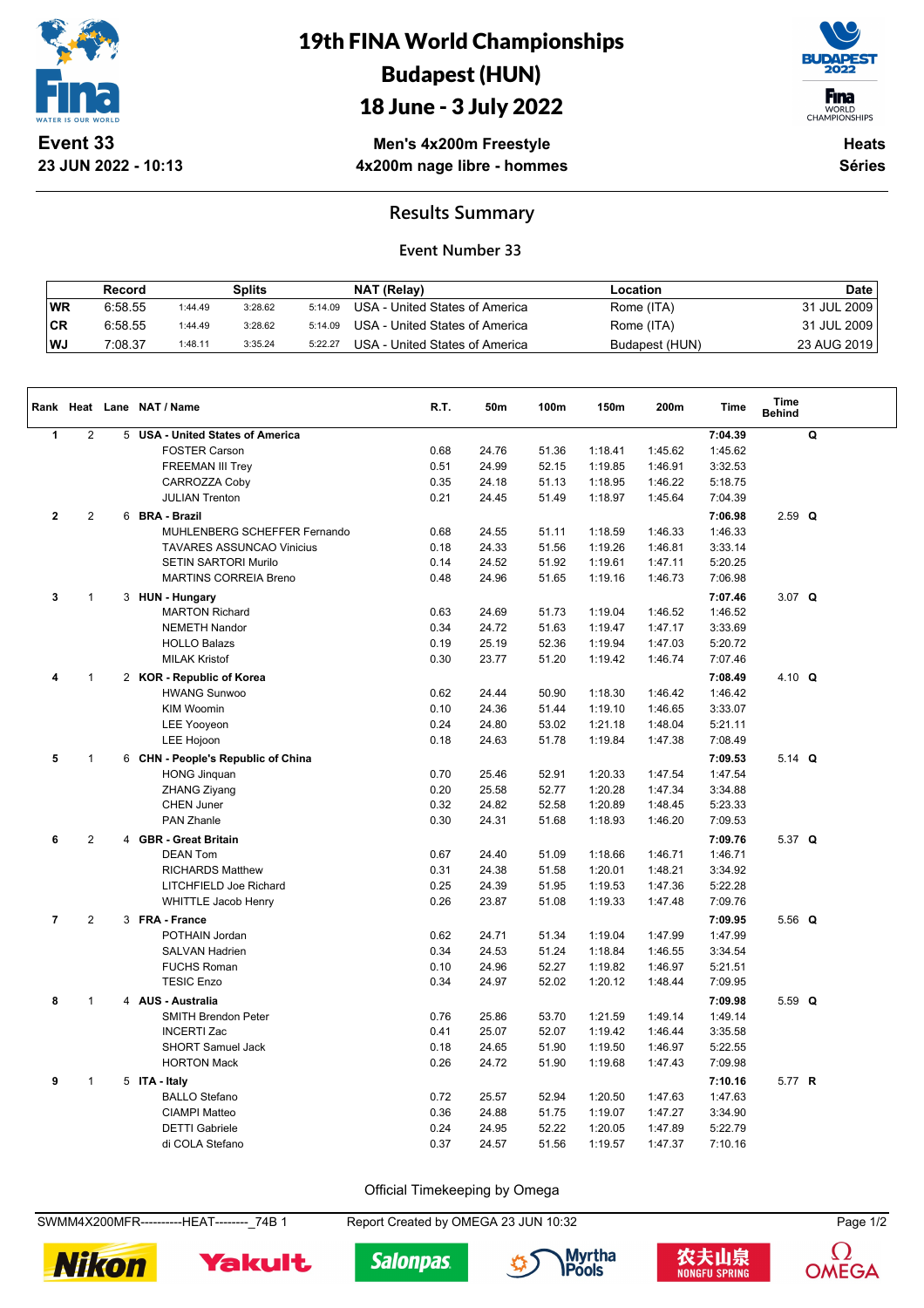# 19th FINA World Championships
# Budapest (HUN)
# 18 June - 3 July 2022

**Event 33**
**23 JUN 2022 - 10:13**

**Men's 4x200m Freestyle**
**4x200m nage libre - hommes**

**Heats**
**Séries**

## Results Summary

### Event Number 33

| | Record | | Splits | | NAT (Relay) | Location | Date |
|---|---|---|---|---|---|---|---|
| WR | 6:58.55 | 1:44.49 | 3:28.62 | 5:14.09 | USA - United States of America | Rome (ITA) | 31 JUL 2009 |
| CR | 6:58.55 | 1:44.49 | 3:28.62 | 5:14.09 | USA - United States of America | Rome (ITA) | 31 JUL 2009 |
| WJ | 7:08.37 | 1:48.11 | 3:35.24 | 5:22.27 | USA - United States of America | Budapest (HUN) | 23 AUG 2019 |

| Rank | Heat | Lane | NAT / Name | R.T. | 50m | 100m | 150m | 200m | Time | Time Behind | |
|---|---|---|---|---|---|---|---|---|---|---|---|
| 1 | 2 | 5 | **USA - United States of America** | | | | | | **7:04.39** | | **Q** |
| | | | FOSTER Carson | 0.68 | 24.76 | 51.36 | 1:18.41 | 1:45.62 | 1:45.62 | | |
| | | | FREEMAN III Trey | 0.51 | 24.99 | 52.15 | 1:19.85 | 1:46.91 | 3:32.53 | | |
| | | | CARROZZA Coby | 0.35 | 24.18 | 51.13 | 1:18.95 | 1:46.22 | 5:18.75 | | |
| | | | JULIAN Trenton | 0.21 | 24.45 | 51.49 | 1:18.97 | 1:45.64 | 7:04.39 | | |
| 2 | 2 | 6 | **BRA - Brazil** | | | | | | **7:06.98** | 2.59 | **Q** |
| | | | MUHLENBERG SCHEFFER Fernando | 0.68 | 24.55 | 51.11 | 1:18.59 | 1:46.33 | 1:46.33 | | |
| | | | TAVARES ASSUNCAO Vinicius | 0.18 | 24.33 | 51.56 | 1:19.26 | 1:46.81 | 3:33.14 | | |
| | | | SETIN SARTORI Murilo | 0.14 | 24.52 | 51.92 | 1:19.61 | 1:47.11 | 5:20.25 | | |
| | | | MARTINS CORREIA Breno | 0.48 | 24.96 | 51.65 | 1:19.16 | 1:46.73 | 7:06.98 | | |
| 3 | 1 | 3 | **HUN - Hungary** | | | | | | **7:07.46** | 3.07 | **Q** |
| | | | MARTON Richard | 0.63 | 24.69 | 51.73 | 1:19.04 | 1:46.52 | 1:46.52 | | |
| | | | NEMETH Nandor | 0.34 | 24.72 | 51.63 | 1:19.47 | 1:47.17 | 3:33.69 | | |
| | | | HOLLO Balazs | 0.19 | 25.19 | 52.36 | 1:19.94 | 1:47.03 | 5:20.72 | | |
| | | | MILAK Kristof | 0.30 | 23.77 | 51.20 | 1:19.42 | 1:46.74 | 7:07.46 | | |
| 4 | 1 | 2 | **KOR - Republic of Korea** | | | | | | **7:08.49** | 4.10 | **Q** |
| | | | HWANG Sunwoo | 0.62 | 24.44 | 50.90 | 1:18.30 | 1:46.42 | 1:46.42 | | |
| | | | KIM Woomin | 0.10 | 24.36 | 51.44 | 1:19.10 | 1:46.65 | 3:33.07 | | |
| | | | LEE Yooyeon | 0.24 | 24.80 | 53.02 | 1:21.18 | 1:48.04 | 5:21.11 | | |
| | | | LEE Hojoon | 0.18 | 24.63 | 51.78 | 1:19.84 | 1:47.38 | 7:08.49 | | |
| 5 | 1 | 6 | **CHN - People's Republic of China** | | | | | | **7:09.53** | 5.14 | **Q** |
| | | | HONG Jinquan | 0.70 | 25.46 | 52.91 | 1:20.33 | 1:47.54 | 1:47.54 | | |
| | | | ZHANG Ziyang | 0.20 | 25.58 | 52.77 | 1:20.28 | 1:47.34 | 3:34.88 | | |
| | | | CHEN Juner | 0.32 | 24.82 | 52.58 | 1:20.89 | 1:48.45 | 5:23.33 | | |
| | | | PAN Zhanle | 0.30 | 24.31 | 51.68 | 1:18.93 | 1:46.20 | 7:09.53 | | |
| 6 | 2 | 4 | **GBR - Great Britain** | | | | | | **7:09.76** | 5.37 | **Q** |
| | | | DEAN Tom | 0.67 | 24.40 | 51.09 | 1:18.66 | 1:46.71 | 1:46.71 | | |
| | | | RICHARDS Matthew | 0.31 | 24.38 | 51.58 | 1:20.01 | 1:48.21 | 3:34.92 | | |
| | | | LITCHFIELD Joe Richard | 0.25 | 24.39 | 51.95 | 1:19.53 | 1:47.36 | 5:22.28 | | |
| | | | WHITTLE Jacob Henry | 0.26 | 23.87 | 51.08 | 1:19.33 | 1:47.48 | 7:09.76 | | |
| 7 | 2 | 3 | **FRA - France** | | | | | | **7:09.95** | 5.56 | **Q** |
| | | | POTHAIN Jordan | 0.62 | 24.71 | 51.34 | 1:19.04 | 1:47.99 | 1:47.99 | | |
| | | | SALVAN Hadrien | 0.34 | 24.53 | 51.24 | 1:18.84 | 1:46.55 | 3:34.54 | | |
| | | | FUCHS Roman | 0.10 | 24.96 | 52.27 | 1:19.82 | 1:46.97 | 5:21.51 | | |
| | | | TESIC Enzo | 0.34 | 24.97 | 52.02 | 1:20.12 | 1:48.44 | 7:09.95 | | |
| 8 | 1 | 4 | **AUS - Australia** | | | | | | **7:09.98** | 5.59 | **Q** |
| | | | SMITH Brendon Peter | 0.76 | 25.86 | 53.70 | 1:21.59 | 1:49.14 | 1:49.14 | | |
| | | | INCERTI Zac | 0.41 | 25.07 | 52.07 | 1:19.42 | 1:46.44 | 3:35.58 | | |
| | | | SHORT Samuel Jack | 0.18 | 24.65 | 51.90 | 1:19.50 | 1:46.97 | 5:22.55 | | |
| | | | HORTON Mack | 0.26 | 24.72 | 51.90 | 1:19.68 | 1:47.43 | 7:09.98 | | |
| 9 | 1 | 5 | **ITA - Italy** | | | | | | **7:10.16** | 5.77 | **R** |
| | | | BALLO Stefano | 0.72 | 25.57 | 52.94 | 1:20.50 | 1:47.63 | 1:47.63 | | |
| | | | CIAMPI Matteo | 0.36 | 24.88 | 51.75 | 1:19.07 | 1:47.27 | 3:34.90 | | |
| | | | DETTI Gabriele | 0.24 | 24.95 | 52.22 | 1:20.05 | 1:47.89 | 5:22.79 | | |
| | | | di COLA Stefano | 0.37 | 24.57 | 51.56 | 1:19.57 | 1:47.37 | 7:10.16 | | |

Official Timekeeping by Omega

SWMM4X200MFR----------HEAT--------_74B 1 Report Created by OMEGA 23 JUN 10:32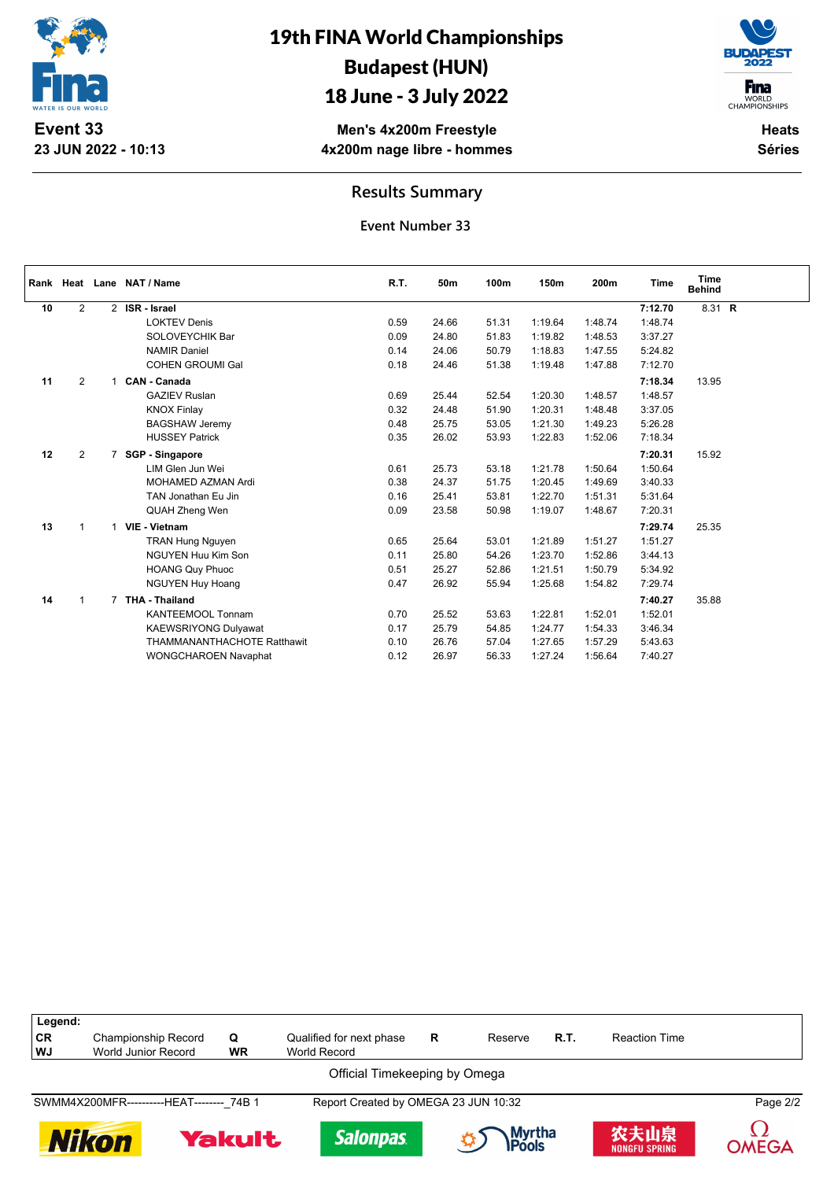# 19th FINA World Championships
# Budapest (HUN)
# 18 June - 3 July 2022

**Event 33**
**23 JUN 2022 - 10:13**

**Men's 4x200m Freestyle**
**4x200m nage libre - hommes**

**Heats**
**Séries**

## Results Summary

### Event Number 33

| Rank | Heat | Lane | NAT / Name | R.T. | 50m | 100m | 150m | 200m | Time | Time Behind | |
|---|---|---|---|---|---|---|---|---|---|---|---|
| **10** | 2 | 2 | **ISR - Israel** | | | | | | **7:12.70** | 8.31 | **R** |
| | | | LOKTEV Denis | 0.59 | 24.66 | 51.31 | 1:19.64 | 1:48.74 | 1:48.74 | | |
| | | | SOLOVEYCHIK Bar | 0.09 | 24.80 | 51.83 | 1:19.82 | 1:48.53 | 3:37.27 | | |
| | | | NAMIR Daniel | 0.14 | 24.06 | 50.79 | 1:18.83 | 1:47.55 | 5:24.82 | | |
| | | | COHEN GROUMI Gal | 0.18 | 24.46 | 51.38 | 1:19.48 | 1:47.88 | 7:12.70 | | |
| **11** | 2 | 1 | **CAN - Canada** | | | | | | **7:18.34** | 13.95 | |
| | | | GAZIEV Ruslan | 0.69 | 25.44 | 52.54 | 1:20.30 | 1:48.57 | 1:48.57 | | |
| | | | KNOX Finlay | 0.32 | 24.48 | 51.90 | 1:20.31 | 1:48.48 | 3:37.05 | | |
| | | | BAGSHAW Jeremy | 0.48 | 25.75 | 53.05 | 1:21.30 | 1:49.23 | 5:26.28 | | |
| | | | HUSSEY Patrick | 0.35 | 26.02 | 53.93 | 1:22.83 | 1:52.06 | 7:18.34 | | |
| **12** | 2 | 7 | **SGP - Singapore** | | | | | | **7:20.31** | 15.92 | |
| | | | LIM Glen Jun Wei | 0.61 | 25.73 | 53.18 | 1:21.78 | 1:50.64 | 1:50.64 | | |
| | | | MOHAMED AZMAN Ardi | 0.38 | 24.37 | 51.75 | 1:20.45 | 1:49.69 | 3:40.33 | | |
| | | | TAN Jonathan Eu Jin | 0.16 | 25.41 | 53.81 | 1:22.70 | 1:51.31 | 5:31.64 | | |
| | | | QUAH Zheng Wen | 0.09 | 23.58 | 50.98 | 1:19.07 | 1:48.67 | 7:20.31 | | |
| **13** | 1 | 1 | **VIE - Vietnam** | | | | | | **7:29.74** | 25.35 | |
| | | | TRAN Hung Nguyen | 0.65 | 25.64 | 53.01 | 1:21.89 | 1:51.27 | 1:51.27 | | |
| | | | NGUYEN Huu Kim Son | 0.11 | 25.80 | 54.26 | 1:23.70 | 1:52.86 | 3:44.13 | | |
| | | | HOANG Quy Phuoc | 0.51 | 25.27 | 52.86 | 1:21.51 | 1:50.79 | 5:34.92 | | |
| | | | NGUYEN Huy Hoang | 0.47 | 26.92 | 55.94 | 1:25.68 | 1:54.82 | 7:29.74 | | |
| **14** | 1 | 7 | **THA - Thailand** | | | | | | **7:40.27** | 35.88 | |
| | | | KANTEEMOOL Tonnam | 0.70 | 25.52 | 53.63 | 1:22.81 | 1:52.01 | 1:52.01 | | |
| | | | KAEWSRIYONG Dulyawat | 0.17 | 25.79 | 54.85 | 1:24.77 | 1:54.33 | 3:46.34 | | |
| | | | THAMMANANTHACHOTE Ratthawit | 0.10 | 26.76 | 57.04 | 1:27.65 | 1:57.29 | 5:43.63 | | |
| | | | WONGCHAROEN Navaphat | 0.12 | 26.97 | 56.33 | 1:27.24 | 1:56.64 | 7:40.27 | | |

**Legend:**

| | | | | | | | |
|---|---|---|---|---|---|---|---|
| **CR** | Championship Record | **Q** | Qualified for next phase | **R** | Reserve | **R.T.** | Reaction Time |
| **WJ** | World Junior Record | **WR** | World Record | | | | |

Official Timekeeping by Omega

SWMM4X200MFR----------HEAT--------_74B 1 — Report Created by OMEGA 23 JUN 10:32